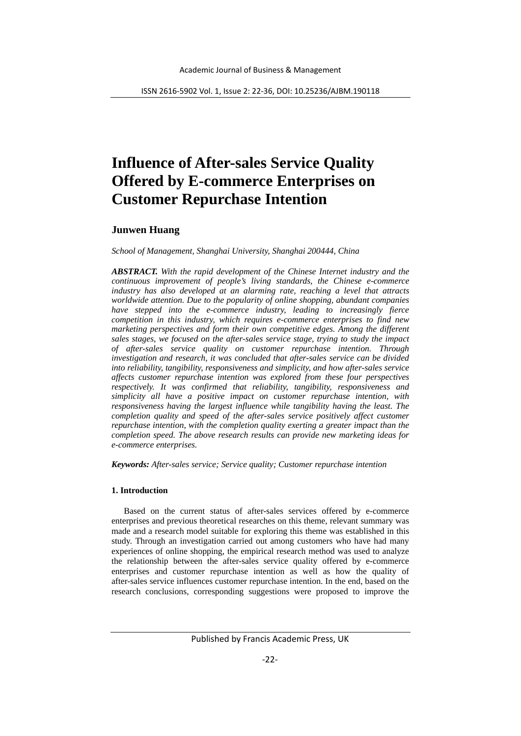# Influence of After-sales Service Quality Offered by E-commerce Enterprises on Customer Repurchase Intention

**Junwen Huang**

*School of Management, Shanghai University, Shanghai 200444, China*

***ABSTRACT.*** *With the rapid development of the Chinese Internet industry and the continuous improvement of people's living standards, the Chinese e-commerce industry has also developed at an alarming rate, reaching a level that attracts worldwide attention. Due to the popularity of online shopping, abundant companies have stepped into the e-commerce industry, leading to increasingly fierce competition in this industry, which requires e-commerce enterprises to find new marketing perspectives and form their own competitive edges. Among the different sales stages, we focused on the after-sales service stage, trying to study the impact of after-sales service quality on customer repurchase intention. Through investigation and research, it was concluded that after-sales service can be divided into reliability, tangibility, responsiveness and simplicity, and how after-sales service affects customer repurchase intention was explored from these four perspectives respectively. It was confirmed that reliability, tangibility, responsiveness and simplicity all have a positive impact on customer repurchase intention, with responsiveness having the largest influence while tangibility having the least. The completion quality and speed of the after-sales service positively affect customer repurchase intention, with the completion quality exerting a greater impact than the completion speed. The above research results can provide new marketing ideas for e-commerce enterprises.*

***Keywords:*** *After-sales service; Service quality; Customer repurchase intention*

## 1. Introduction

Based on the current status of after-sales services offered by e-commerce enterprises and previous theoretical researches on this theme, relevant summary was made and a research model suitable for exploring this theme was established in this study. Through an investigation carried out among customers who have had many experiences of online shopping, the empirical research method was used to analyze the relationship between the after-sales service quality offered by e-commerce enterprises and customer repurchase intention as well as how the quality of after-sales service influences customer repurchase intention. In the end, based on the research conclusions, corresponding suggestions were proposed to improve the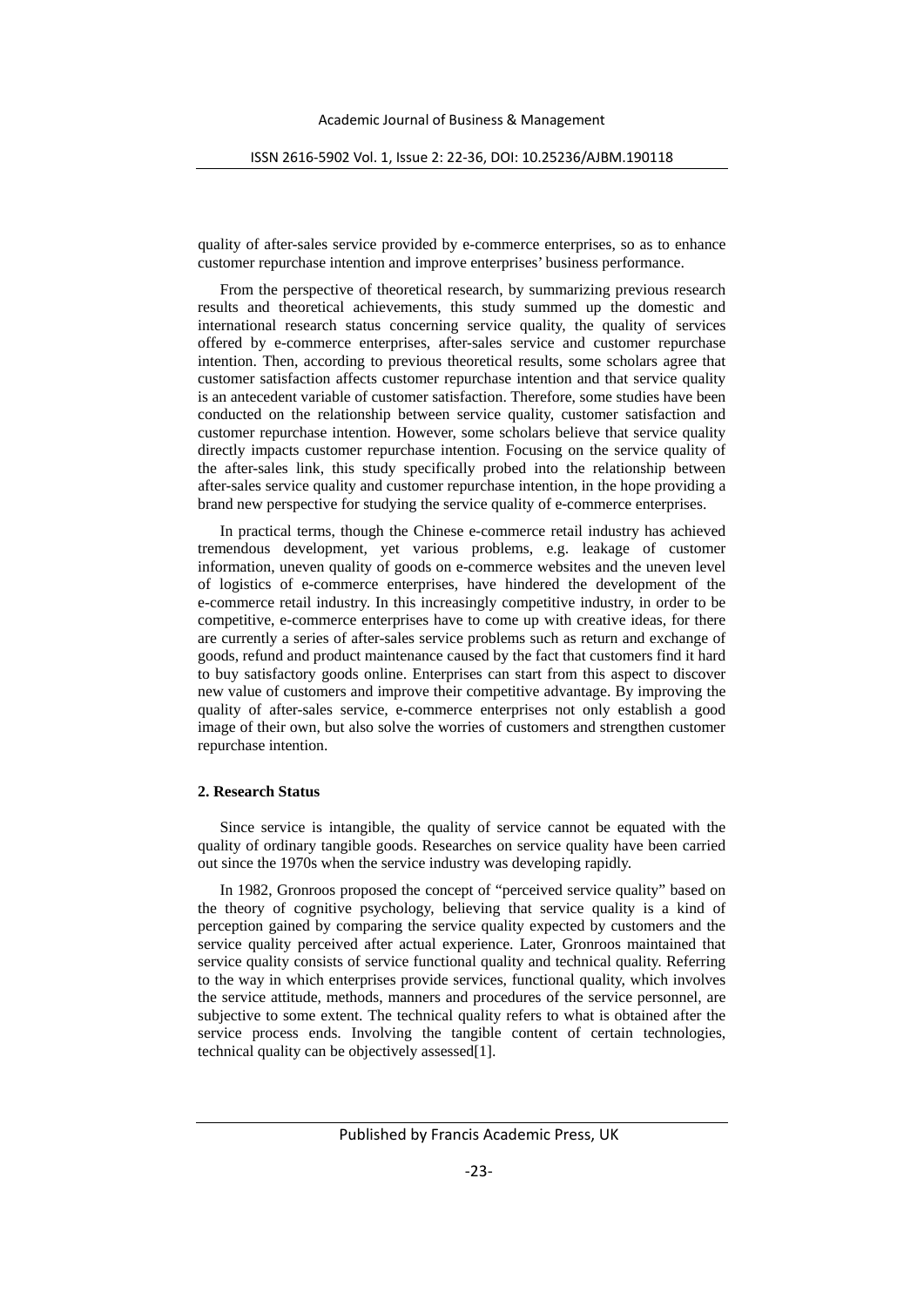quality of after-sales service provided by e-commerce enterprises, so as to enhance customer repurchase intention and improve enterprises' business performance.

From the perspective of theoretical research, by summarizing previous research results and theoretical achievements, this study summed up the domestic and international research status concerning service quality, the quality of services offered by e-commerce enterprises, after-sales service and customer repurchase intention. Then, according to previous theoretical results, some scholars agree that customer satisfaction affects customer repurchase intention and that service quality is an antecedent variable of customer satisfaction. Therefore, some studies have been conducted on the relationship between service quality, customer satisfaction and customer repurchase intention. However, some scholars believe that service quality directly impacts customer repurchase intention. Focusing on the service quality of the after-sales link, this study specifically probed into the relationship between after-sales service quality and customer repurchase intention, in the hope providing a brand new perspective for studying the service quality of e-commerce enterprises.

In practical terms, though the Chinese e-commerce retail industry has achieved tremendous development, yet various problems, e.g. leakage of customer information, uneven quality of goods on e-commerce websites and the uneven level of logistics of e-commerce enterprises, have hindered the development of the e-commerce retail industry. In this increasingly competitive industry, in order to be competitive, e-commerce enterprises have to come up with creative ideas, for there are currently a series of after-sales service problems such as return and exchange of goods, refund and product maintenance caused by the fact that customers find it hard to buy satisfactory goods online. Enterprises can start from this aspect to discover new value of customers and improve their competitive advantage. By improving the quality of after-sales service, e-commerce enterprises not only establish a good image of their own, but also solve the worries of customers and strengthen customer repurchase intention.

## 2. Research Status

Since service is intangible, the quality of service cannot be equated with the quality of ordinary tangible goods. Researches on service quality have been carried out since the 1970s when the service industry was developing rapidly.

In 1982, Gronroos proposed the concept of "perceived service quality" based on the theory of cognitive psychology, believing that service quality is a kind of perception gained by comparing the service quality expected by customers and the service quality perceived after actual experience. Later, Gronroos maintained that service quality consists of service functional quality and technical quality. Referring to the way in which enterprises provide services, functional quality, which involves the service attitude, methods, manners and procedures of the service personnel, are subjective to some extent. The technical quality refers to what is obtained after the service process ends. Involving the tangible content of certain technologies, technical quality can be objectively assessed[1].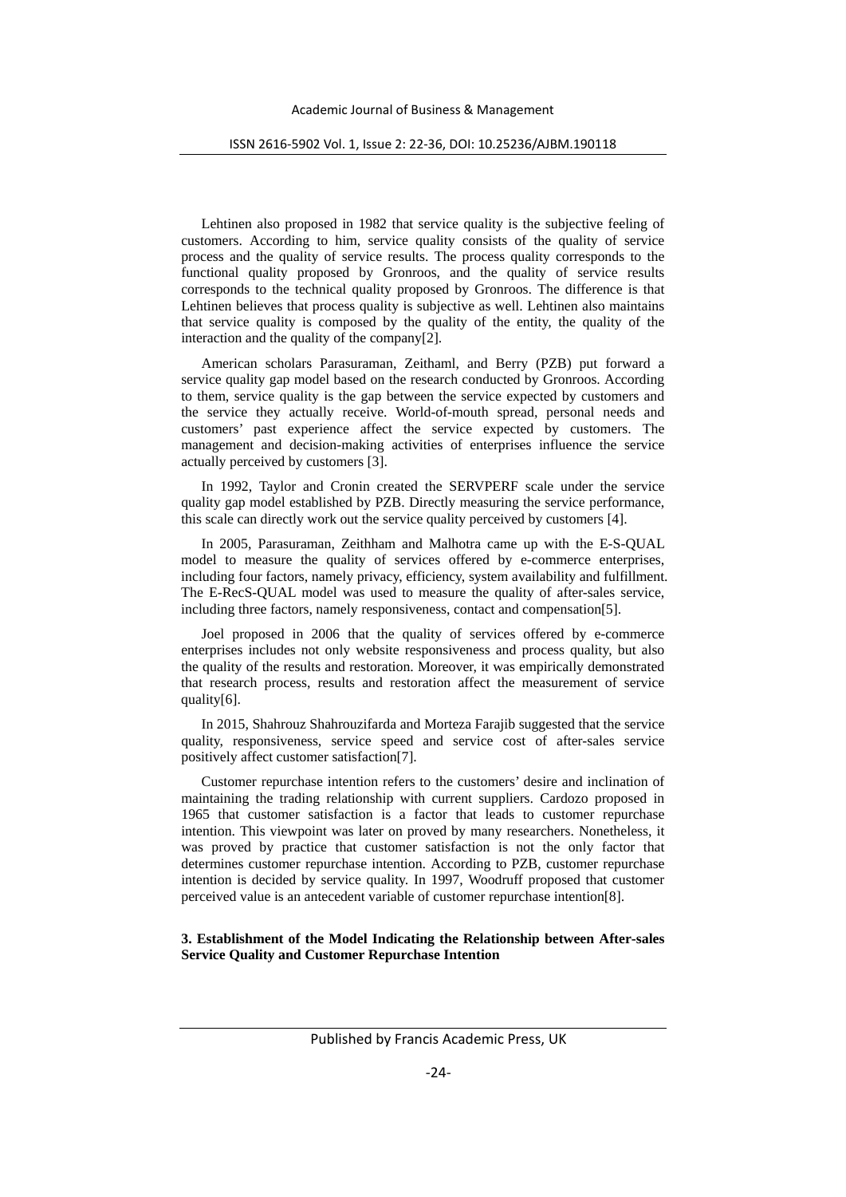Lehtinen also proposed in 1982 that service quality is the subjective feeling of customers. According to him, service quality consists of the quality of service process and the quality of service results. The process quality corresponds to the functional quality proposed by Gronroos, and the quality of service results corresponds to the technical quality proposed by Gronroos. The difference is that Lehtinen believes that process quality is subjective as well. Lehtinen also maintains that service quality is composed by the quality of the entity, the quality of the interaction and the quality of the company[2].

American scholars Parasuraman, Zeithaml, and Berry (PZB) put forward a service quality gap model based on the research conducted by Gronroos. According to them, service quality is the gap between the service expected by customers and the service they actually receive. World-of-mouth spread, personal needs and customers' past experience affect the service expected by customers. The management and decision-making activities of enterprises influence the service actually perceived by customers [3].

In 1992, Taylor and Cronin created the SERVPERF scale under the service quality gap model established by PZB. Directly measuring the service performance, this scale can directly work out the service quality perceived by customers [4].

In 2005, Parasuraman, Zeithham and Malhotra came up with the E-S-QUAL model to measure the quality of services offered by e-commerce enterprises, including four factors, namely privacy, efficiency, system availability and fulfillment. The E-RecS-QUAL model was used to measure the quality of after-sales service, including three factors, namely responsiveness, contact and compensation[5].

Joel proposed in 2006 that the quality of services offered by e-commerce enterprises includes not only website responsiveness and process quality, but also the quality of the results and restoration. Moreover, it was empirically demonstrated that research process, results and restoration affect the measurement of service quality[6].

In 2015, Shahrouz Shahrouzifarda and Morteza Farajib suggested that the service quality, responsiveness, service speed and service cost of after-sales service positively affect customer satisfaction[7].

Customer repurchase intention refers to the customers' desire and inclination of maintaining the trading relationship with current suppliers. Cardozo proposed in 1965 that customer satisfaction is a factor that leads to customer repurchase intention. This viewpoint was later on proved by many researchers. Nonetheless, it was proved by practice that customer satisfaction is not the only factor that determines customer repurchase intention. According to PZB, customer repurchase intention is decided by service quality. In 1997, Woodruff proposed that customer perceived value is an antecedent variable of customer repurchase intention[8].

## 3. Establishment of the Model Indicating the Relationship between After-sales Service Quality and Customer Repurchase Intention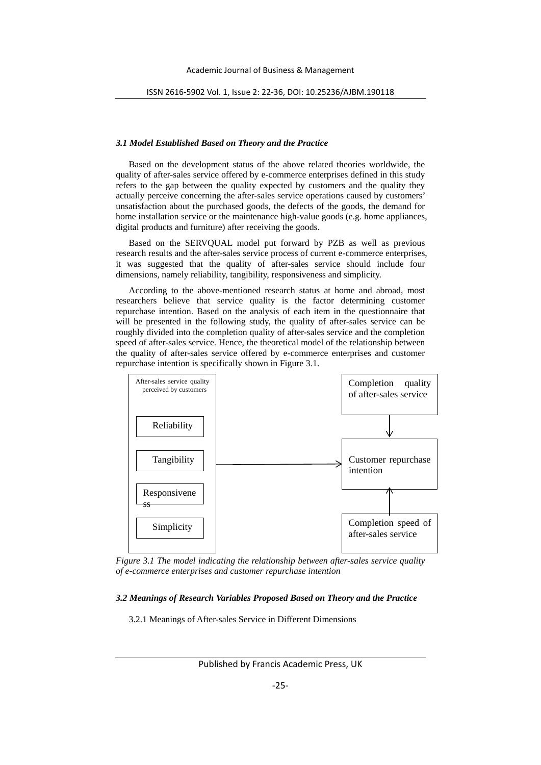### *3.1 Model Established Based on Theory and the Practice*

Based on the development status of the above related theories worldwide, the quality of after-sales service offered by e-commerce enterprises defined in this study refers to the gap between the quality expected by customers and the quality they actually perceive concerning the after-sales service operations caused by customers' unsatisfaction about the purchased goods, the defects of the goods, the demand for home installation service or the maintenance high-value goods (e.g. home appliances, digital products and furniture) after receiving the goods.

Based on the SERVQUAL model put forward by PZB as well as previous research results and the after-sales service process of current e-commerce enterprises, it was suggested that the quality of after-sales service should include four dimensions, namely reliability, tangibility, responsiveness and simplicity.

According to the above-mentioned research status at home and abroad, most researchers believe that service quality is the factor determining customer repurchase intention. Based on the analysis of each item in the questionnaire that will be presented in the following study, the quality of after-sales service can be roughly divided into the completion quality of after-sales service and the completion speed of after-sales service. Hence, the theoretical model of the relationship between the quality of after-sales service offered by e-commerce enterprises and customer repurchase intention is specifically shown in Figure 3.1.

After-sales service quality perceived by customers

Reliability

Tangibility

Responsiveness

Simplicity

Completion quality of after-sales service

Customer repurchase intention

Completion speed of after-sales service

*Figure 3.1 The model indicating the relationship between after-sales service quality of e-commerce enterprises and customer repurchase intention*

### *3.2 Meanings of Research Variables Proposed Based on Theory and the Practice*

3.2.1 Meanings of After-sales Service in Different Dimensions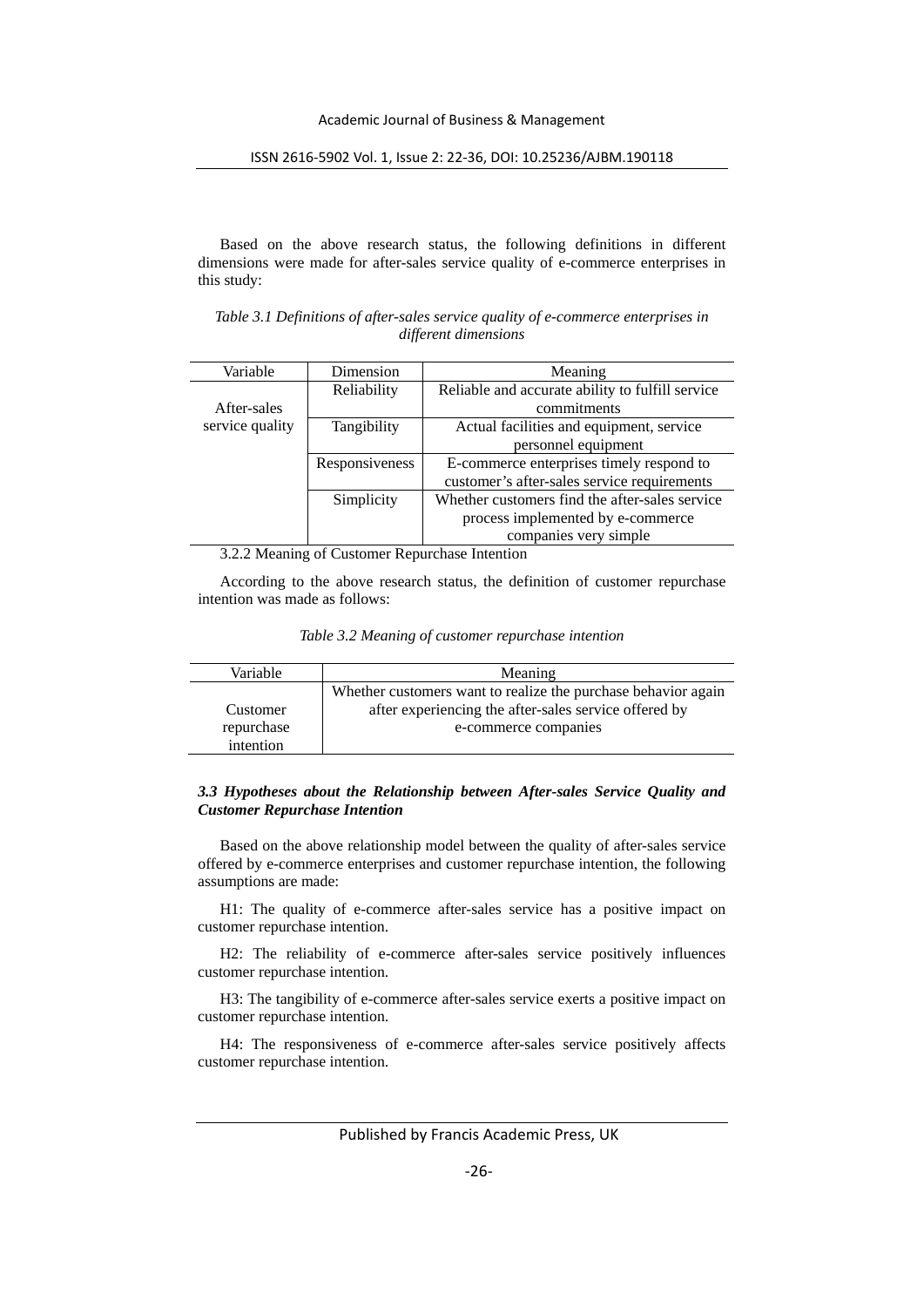Based on the above research status, the following definitions in different dimensions were made for after-sales service quality of e-commerce enterprises in this study:

*Table 3.1 Definitions of after-sales service quality of e-commerce enterprises in different dimensions*

| Variable | Dimension | Meaning |
|---|---|---|
| After-sales service quality | Reliability | Reliable and accurate ability to fulfill service commitments |
| | Tangibility | Actual facilities and equipment, service personnel equipment |
| | Responsiveness | E-commerce enterprises timely respond to customer's after-sales service requirements |
| | Simplicity | Whether customers find the after-sales service process implemented by e-commerce companies very simple |

3.2.2 Meaning of Customer Repurchase Intention

According to the above research status, the definition of customer repurchase intention was made as follows:

*Table 3.2 Meaning of customer repurchase intention*

| Variable | Meaning |
|---|---|
| Customer repurchase intention | Whether customers want to realize the purchase behavior again after experiencing the after-sales service offered by e-commerce companies |

### *3.3 Hypotheses about the Relationship between After-sales Service Quality and Customer Repurchase Intention*

Based on the above relationship model between the quality of after-sales service offered by e-commerce enterprises and customer repurchase intention, the following assumptions are made:

H1: The quality of e-commerce after-sales service has a positive impact on customer repurchase intention.

H2: The reliability of e-commerce after-sales service positively influences customer repurchase intention.

H3: The tangibility of e-commerce after-sales service exerts a positive impact on customer repurchase intention.

H4: The responsiveness of e-commerce after-sales service positively affects customer repurchase intention.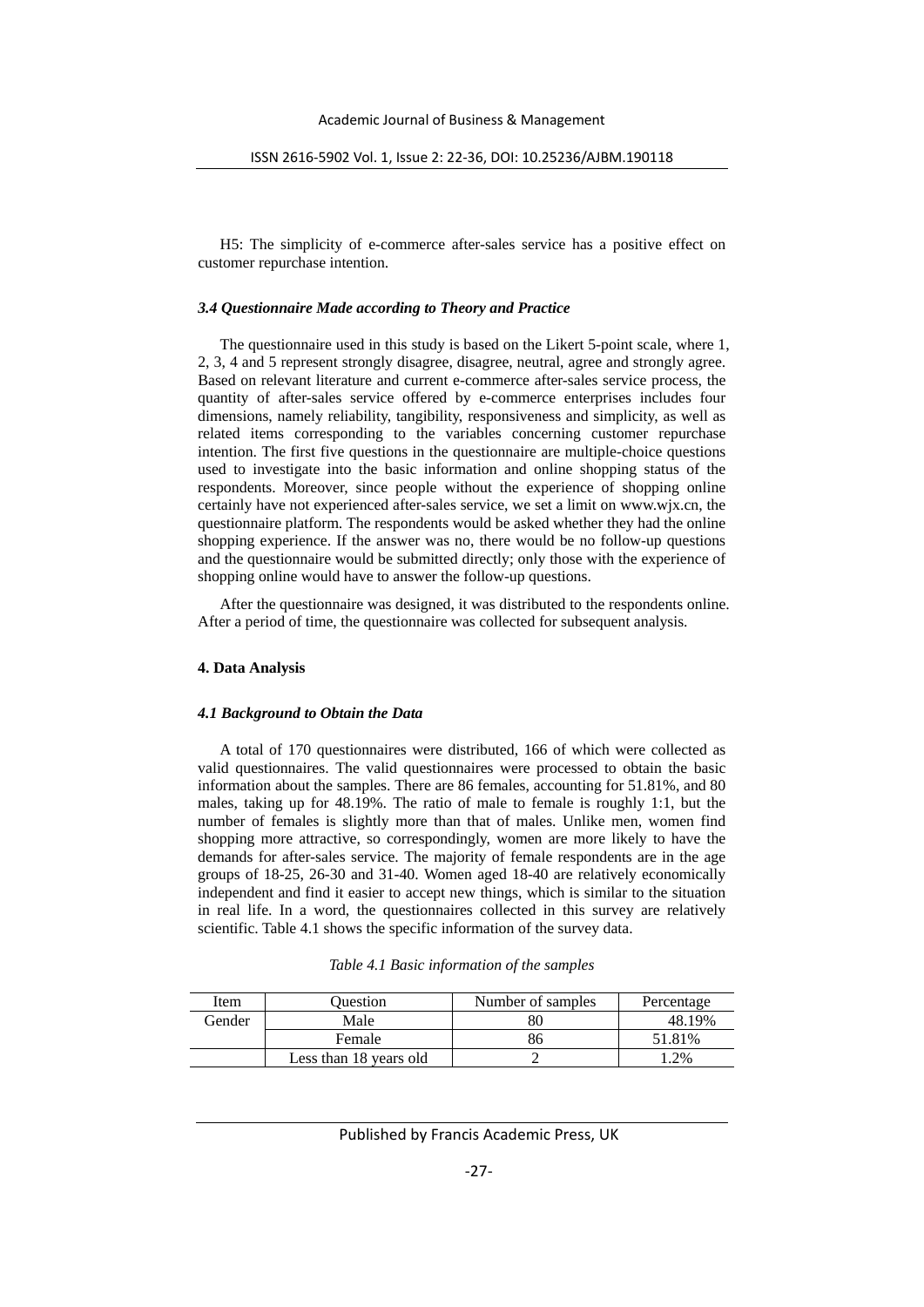H5: The simplicity of e-commerce after-sales service has a positive effect on customer repurchase intention.

### *3.4 Questionnaire Made according to Theory and Practice*

The questionnaire used in this study is based on the Likert 5-point scale, where 1, 2, 3, 4 and 5 represent strongly disagree, disagree, neutral, agree and strongly agree. Based on relevant literature and current e-commerce after-sales service process, the quantity of after-sales service offered by e-commerce enterprises includes four dimensions, namely reliability, tangibility, responsiveness and simplicity, as well as related items corresponding to the variables concerning customer repurchase intention. The first five questions in the questionnaire are multiple-choice questions used to investigate into the basic information and online shopping status of the respondents. Moreover, since people without the experience of shopping online certainly have not experienced after-sales service, we set a limit on www.wjx.cn, the questionnaire platform. The respondents would be asked whether they had the online shopping experience. If the answer was no, there would be no follow-up questions and the questionnaire would be submitted directly; only those with the experience of shopping online would have to answer the follow-up questions.

After the questionnaire was designed, it was distributed to the respondents online. After a period of time, the questionnaire was collected for subsequent analysis.

## 4. Data Analysis

### *4.1 Background to Obtain the Data*

A total of 170 questionnaires were distributed, 166 of which were collected as valid questionnaires. The valid questionnaires were processed to obtain the basic information about the samples. There are 86 females, accounting for 51.81%, and 80 males, taking up for 48.19%. The ratio of male to female is roughly 1:1, but the number of females is slightly more than that of males. Unlike men, women find shopping more attractive, so correspondingly, women are more likely to have the demands for after-sales service. The majority of female respondents are in the age groups of 18-25, 26-30 and 31-40. Women aged 18-40 are relatively economically independent and find it easier to accept new things, which is similar to the situation in real life. In a word, the questionnaires collected in this survey are relatively scientific. Table 4.1 shows the specific information of the survey data.

*Table 4.1 Basic information of the samples*

| Item | Question | Number of samples | Percentage |
|---|---|---|---|
| Gender | Male | 80 | 48.19% |
| | Female | 86 | 51.81% |
| | Less than 18 years old | 2 | 1.2% |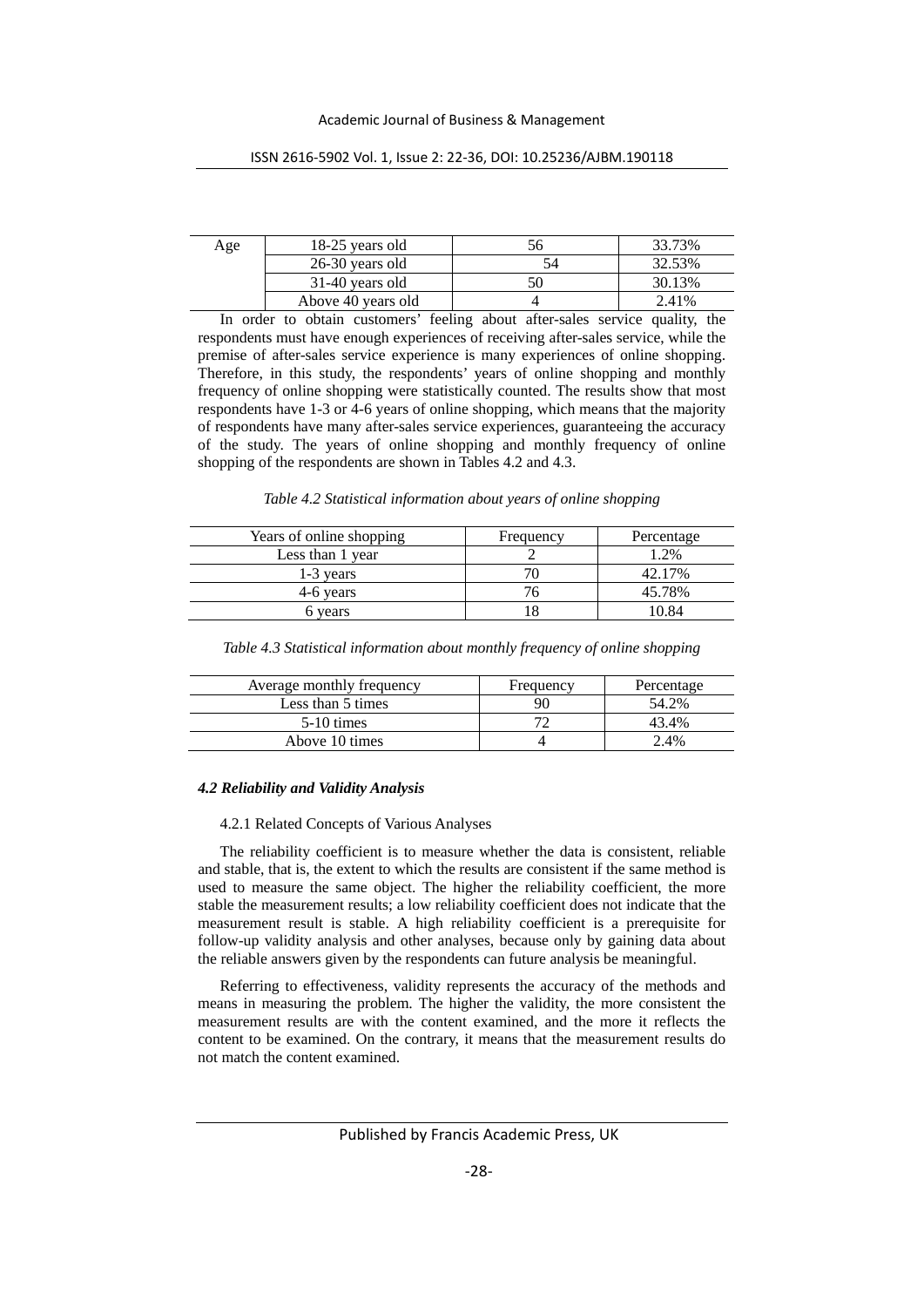| Age | 18-25 years old | 56 | 33.73% |
|---|---|---|---|
| | 26-30 years old | 54 | 32.53% |
| | 31-40 years old | 50 | 30.13% |
| | Above 40 years old | 4 | 2.41% |

In order to obtain customers' feeling about after-sales service quality, the respondents must have enough experiences of receiving after-sales service, while the premise of after-sales service experience is many experiences of online shopping. Therefore, in this study, the respondents' years of online shopping and monthly frequency of online shopping were statistically counted. The results show that most respondents have 1-3 or 4-6 years of online shopping, which means that the majority of respondents have many after-sales service experiences, guaranteeing the accuracy of the study. The years of online shopping and monthly frequency of online shopping of the respondents are shown in Tables 4.2 and 4.3.

*Table 4.2 Statistical information about years of online shopping*

| Years of online shopping | Frequency | Percentage |
|---|---|---|
| Less than 1 year | 2 | 1.2% |
| 1-3 years | 70 | 42.17% |
| 4-6 years | 76 | 45.78% |
| 6 years | 18 | 10.84 |

*Table 4.3 Statistical information about monthly frequency of online shopping*

| Average monthly frequency | Frequency | Percentage |
|---|---|---|
| Less than 5 times | 90 | 54.2% |
| 5-10 times | 72 | 43.4% |
| Above 10 times | 4 | 2.4% |

### *4.2 Reliability and Validity Analysis*

4.2.1 Related Concepts of Various Analyses

The reliability coefficient is to measure whether the data is consistent, reliable and stable, that is, the extent to which the results are consistent if the same method is used to measure the same object. The higher the reliability coefficient, the more stable the measurement results; a low reliability coefficient does not indicate that the measurement result is stable. A high reliability coefficient is a prerequisite for follow-up validity analysis and other analyses, because only by gaining data about the reliable answers given by the respondents can future analysis be meaningful.

Referring to effectiveness, validity represents the accuracy of the methods and means in measuring the problem. The higher the validity, the more consistent the measurement results are with the content examined, and the more it reflects the content to be examined. On the contrary, it means that the measurement results do not match the content examined.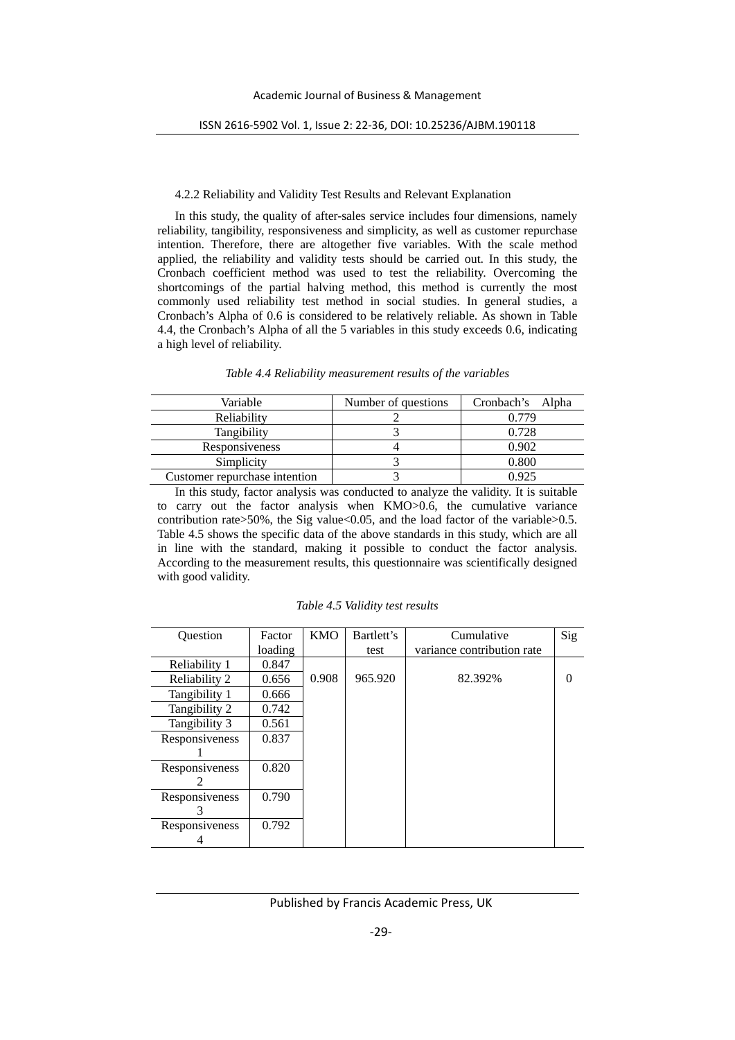4.2.2 Reliability and Validity Test Results and Relevant Explanation

In this study, the quality of after-sales service includes four dimensions, namely reliability, tangibility, responsiveness and simplicity, as well as customer repurchase intention. Therefore, there are altogether five variables. With the scale method applied, the reliability and validity tests should be carried out. In this study, the Cronbach coefficient method was used to test the reliability. Overcoming the shortcomings of the partial halving method, this method is currently the most commonly used reliability test method in social studies. In general studies, a Cronbach's Alpha of 0.6 is considered to be relatively reliable. As shown in Table 4.4, the Cronbach's Alpha of all the 5 variables in this study exceeds 0.6, indicating a high level of reliability.

*Table 4.4 Reliability measurement results of the variables*

| Variable | Number of questions | Cronbach's Alpha |
| --- | --- | --- |
| Reliability | 2 | 0.779 |
| Tangibility | 3 | 0.728 |
| Responsiveness | 4 | 0.902 |
| Simplicity | 3 | 0.800 |
| Customer repurchase intention | 3 | 0.925 |

In this study, factor analysis was conducted to analyze the validity. It is suitable to carry out the factor analysis when KMO>0.6, the cumulative variance contribution rate>50%, the Sig value<0.05, and the load factor of the variable>0.5. Table 4.5 shows the specific data of the above standards in this study, which are all in line with the standard, making it possible to conduct the factor analysis. According to the measurement results, this questionnaire was scientifically designed with good validity.

*Table 4.5 Validity test results*

| Question | Factor loading | KMO | Bartlett's test | Cumulative variance contribution rate | Sig |
| --- | --- | --- | --- | --- | --- |
| Reliability 1 | 0.847 | 0.908 | 965.920 | 82.392% | 0 |
| Reliability 2 | 0.656 | | | | |
| Tangibility 1 | 0.666 | | | | |
| Tangibility 2 | 0.742 | | | | |
| Tangibility 3 | 0.561 | | | | |
| Responsiveness 1 | 0.837 | | | | |
| Responsiveness 2 | 0.820 | | | | |
| Responsiveness 3 | 0.790 | | | | |
| Responsiveness 4 | 0.792 | | | | |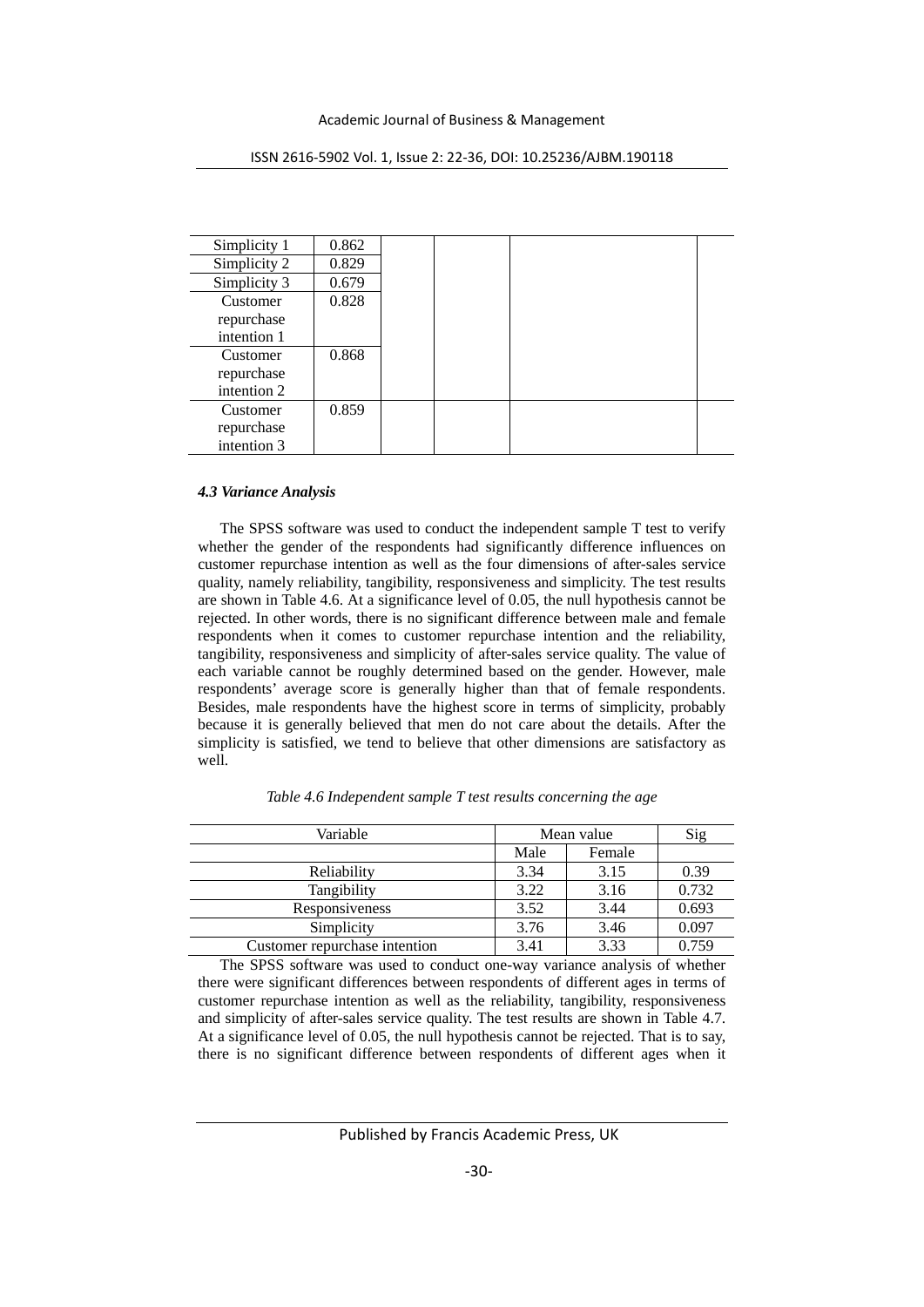| Simplicity 1 | 0.862 | | | | |
|---|---|---|---|---|---|
| Simplicity 2 | 0.829 | | | | |
| Simplicity 3 | 0.679 | | | | |
| Customer repurchase intention 1 | 0.828 | | | | |
| Customer repurchase intention 2 | 0.868 | | | | |
| Customer repurchase intention 3 | 0.859 | | | | |

#### *4.3 Variance Analysis*

The SPSS software was used to conduct the independent sample T test to verify whether the gender of the respondents had significantly difference influences on customer repurchase intention as well as the four dimensions of after-sales service quality, namely reliability, tangibility, responsiveness and simplicity. The test results are shown in Table 4.6. At a significance level of 0.05, the null hypothesis cannot be rejected. In other words, there is no significant difference between male and female respondents when it comes to customer repurchase intention and the reliability, tangibility, responsiveness and simplicity of after-sales service quality. The value of each variable cannot be roughly determined based on the gender. However, male respondents' average score is generally higher than that of female respondents. Besides, male respondents have the highest score in terms of simplicity, probably because it is generally believed that men do not care about the details. After the simplicity is satisfied, we tend to believe that other dimensions are satisfactory as well.

*Table 4.6 Independent sample T test results concerning the age*

| Variable | Mean value | | Sig |
|---|---|---|---|
| | Male | Female | |
| Reliability | 3.34 | 3.15 | 0.39 |
| Tangibility | 3.22 | 3.16 | 0.732 |
| Responsiveness | 3.52 | 3.44 | 0.693 |
| Simplicity | 3.76 | 3.46 | 0.097 |
| Customer repurchase intention | 3.41 | 3.33 | 0.759 |

The SPSS software was used to conduct one-way variance analysis of whether there were significant differences between respondents of different ages in terms of customer repurchase intention as well as the reliability, tangibility, responsiveness and simplicity of after-sales service quality. The test results are shown in Table 4.7. At a significance level of 0.05, the null hypothesis cannot be rejected. That is to say, there is no significant difference between respondents of different ages when it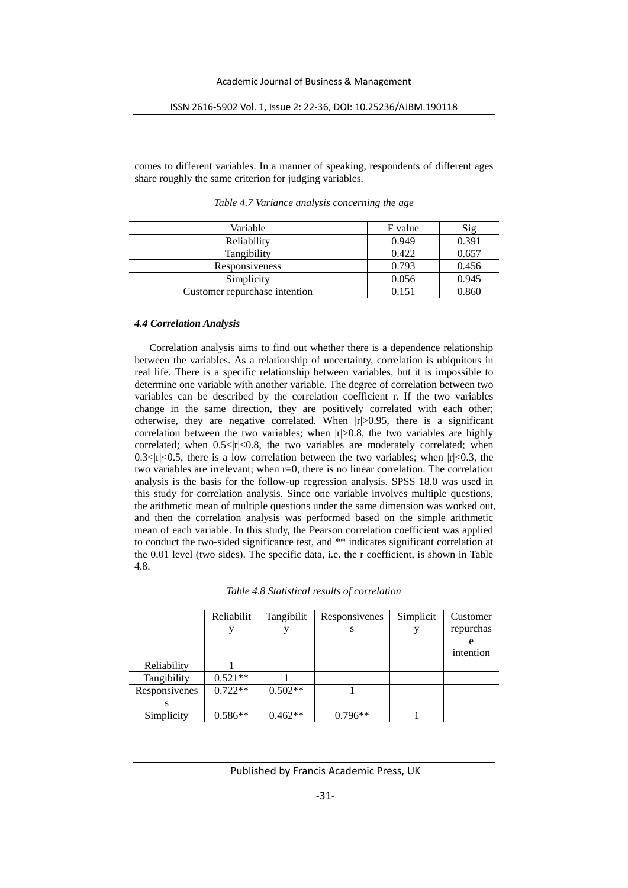comes to different variables. In a manner of speaking, respondents of different ages share roughly the same criterion for judging variables.

*Table 4.7 Variance analysis concerning the age*

| Variable | F value | Sig |
|---|---|---|
| Reliability | 0.949 | 0.391 |
| Tangibility | 0.422 | 0.657 |
| Responsiveness | 0.793 | 0.456 |
| Simplicity | 0.056 | 0.945 |
| Customer repurchase intention | 0.151 | 0.860 |

#### *4.4 Correlation Analysis*

Correlation analysis aims to find out whether there is a dependence relationship between the variables. As a relationship of uncertainty, correlation is ubiquitous in real life. There is a specific relationship between variables, but it is impossible to determine one variable with another variable. The degree of correlation between two variables can be described by the correlation coefficient r. If the two variables change in the same direction, they are positively correlated with each other; otherwise, they are negative correlated. When $|r|>0.95$, there is a significant correlation between the two variables; when $|r|>0.8$, the two variables are highly correlated; when $0.5<|r|<0.8$, the two variables are moderately correlated; when $0.3<|r|<0.5$, there is a low correlation between the two variables; when $|r|<0.3$, the two variables are irrelevant; when $r=0$, there is no linear correlation. The correlation analysis is the basis for the follow-up regression analysis. SPSS 18.0 was used in this study for correlation analysis. Since one variable involves multiple questions, the arithmetic mean of multiple questions under the same dimension was worked out, and then the correlation analysis was performed based on the simple arithmetic mean of each variable. In this study, the Pearson correlation coefficient was applied to conduct the two-sided significance test, and ** indicates significant correlation at the 0.01 level (two sides). The specific data, i.e. the r coefficient, is shown in Table 4.8.

*Table 4.8 Statistical results of correlation*

| | Reliability | Tangibility | Responsiveness | Simplicity | Customer repurchase intention |
|---|---|---|---|---|---|
| Reliability | 1 | | | | |
| Tangibility | 0.521** | 1 | | | |
| Responsiveness | 0.722** | 0.502** | 1 | | |
| Simplicity | 0.586** | 0.462** | 0.796** | 1 | |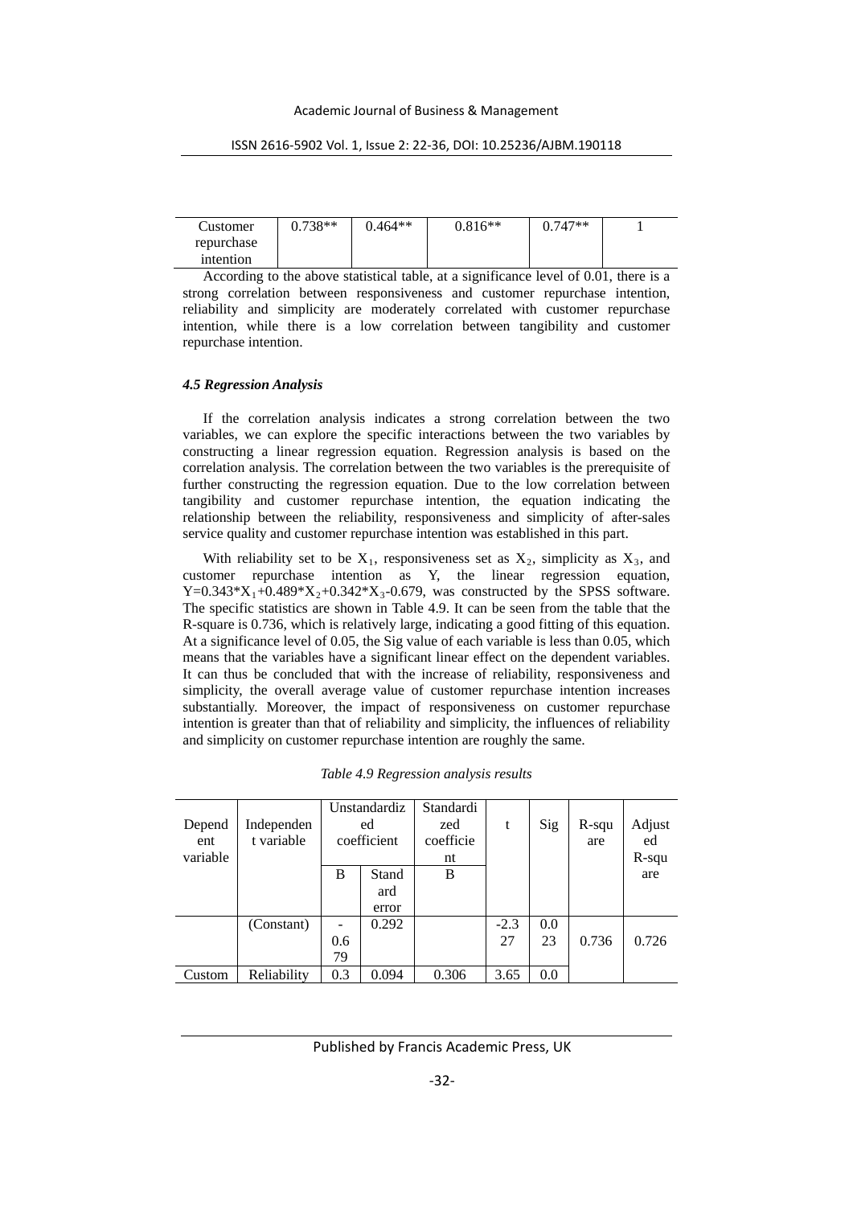| Customer repurchase intention | 0.738** | 0.464** | 0.816** | 0.747** | 1 |
|---|---|---|---|---|---|

According to the above statistical table, at a significance level of 0.01, there is a strong correlation between responsiveness and customer repurchase intention, reliability and simplicity are moderately correlated with customer repurchase intention, while there is a low correlation between tangibility and customer repurchase intention.

### *4.5 Regression Analysis*

If the correlation analysis indicates a strong correlation between the two variables, we can explore the specific interactions between the two variables by constructing a linear regression equation. Regression analysis is based on the correlation analysis. The correlation between the two variables is the prerequisite of further constructing the regression equation. Due to the low correlation between tangibility and customer repurchase intention, the equation indicating the relationship between the reliability, responsiveness and simplicity of after-sales service quality and customer repurchase intention was established in this part.

With reliability set to be $X_1$, responsiveness set as $X_2$, simplicity as $X_3$, and customer repurchase intention as Y, the linear regression equation, $Y=0.343*X_1+0.489*X_2+0.342*X_3-0.679$, was constructed by the SPSS software. The specific statistics are shown in Table 4.9. It can be seen from the table that the R-square is 0.736, which is relatively large, indicating a good fitting of this equation. At a significance level of 0.05, the Sig value of each variable is less than 0.05, which means that the variables have a significant linear effect on the dependent variables. It can thus be concluded that with the increase of reliability, responsiveness and simplicity, the overall average value of customer repurchase intention increases substantially. Moreover, the impact of responsiveness on customer repurchase intention is greater than that of reliability and simplicity, the influences of reliability and simplicity on customer repurchase intention are roughly the same.

*Table 4.9 Regression analysis results*

| Dependent variable | Independent variable | Unstandardized coefficient | | Standardized coefficient | t | Sig | R-square | Adjusted R-square |
|---|---|---|---|---|---|---|---|---|
| | | B | Standard error | B | | | | |
| | (Constant) | -0.679 | 0.292 | | -2.327 | 0.023 | 0.736 | 0.726 |
| Custom | Reliability | 0.3 | 0.094 | 0.306 | 3.65 | 0.0 | | |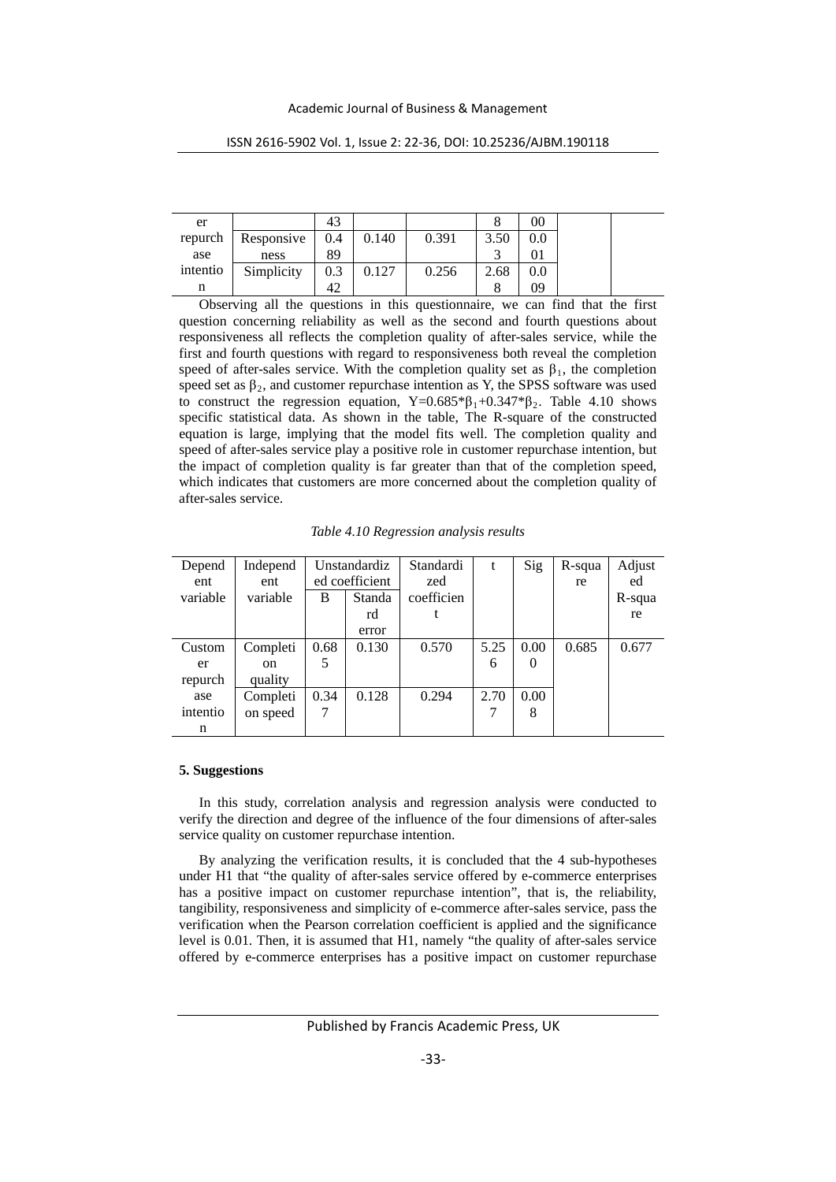| Dependent variable | Independent variable | Unstandardized coefficient B | Standard error | Standardized coefficient | t | Sig |  |  |
|---|---|---|---|---|---|---|---|---|
| Customer repurchase intention | Responsiveness | 0.489 | 0.140 | 0.391 | 3.503 | 0.001 |  |  |
|  | Simplicity | 0.342 | 0.127 | 0.256 | 2.688 | 0.009 |  |  |

Observing all the questions in this questionnaire, we can find that the first question concerning reliability as well as the second and fourth questions about responsiveness all reflects the completion quality of after-sales service, while the first and fourth questions with regard to responsiveness both reveal the completion speed of after-sales service. With the completion quality set as $\beta_1$, the completion speed set as $\beta_2$, and customer repurchase intention as Y, the SPSS software was used to construct the regression equation, $Y=0.685*\beta_1+0.347*\beta_2$. Table 4.10 shows specific statistical data. As shown in the table, The R-square of the constructed equation is large, implying that the model fits well. The completion quality and speed of after-sales service play a positive role in customer repurchase intention, but the impact of completion quality is far greater than that of the completion speed, which indicates that customers are more concerned about the completion quality of after-sales service.

*Table 4.10 Regression analysis results*

| Dependent variable | Independent variable | Unstandardized coefficient | | Standardized coefficient | t | Sig | R-square | Adjusted R-square |
|---|---|---|---|---|---|---|---|---|
| | | B | Standard error | | | | | |
| Customer repurchase intention | Completion quality | 0.685 | 0.130 | 0.570 | 5.256 | 0.000 | 0.685 | 0.677 |
| | Completion speed | 0.347 | 0.128 | 0.294 | 2.707 | 0.008 | | |

## 5. Suggestions

In this study, correlation analysis and regression analysis were conducted to verify the direction and degree of the influence of the four dimensions of after-sales service quality on customer repurchase intention.

By analyzing the verification results, it is concluded that the 4 sub-hypotheses under H1 that "the quality of after-sales service offered by e-commerce enterprises has a positive impact on customer repurchase intention", that is, the reliability, tangibility, responsiveness and simplicity of e-commerce after-sales service, pass the verification when the Pearson correlation coefficient is applied and the significance level is 0.01. Then, it is assumed that H1, namely "the quality of after-sales service offered by e-commerce enterprises has a positive impact on customer repurchase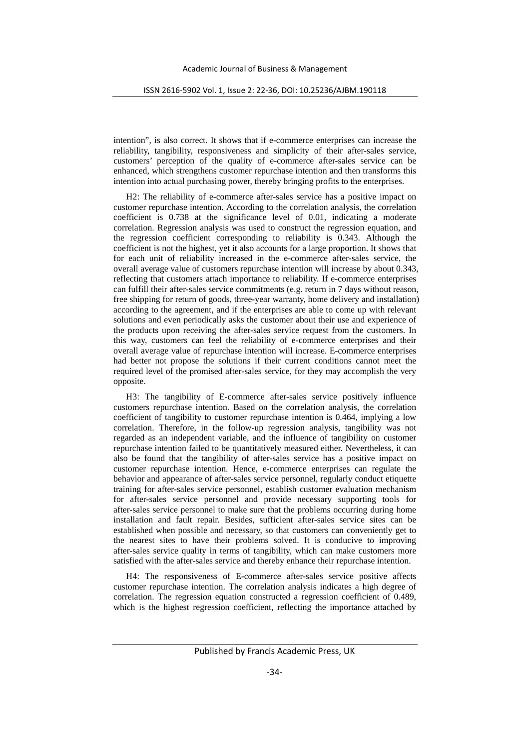intention", is also correct. It shows that if e-commerce enterprises can increase the reliability, tangibility, responsiveness and simplicity of their after-sales service, customers' perception of the quality of e-commerce after-sales service can be enhanced, which strengthens customer repurchase intention and then transforms this intention into actual purchasing power, thereby bringing profits to the enterprises.

H2: The reliability of e-commerce after-sales service has a positive impact on customer repurchase intention. According to the correlation analysis, the correlation coefficient is 0.738 at the significance level of 0.01, indicating a moderate correlation. Regression analysis was used to construct the regression equation, and the regression coefficient corresponding to reliability is 0.343. Although the coefficient is not the highest, yet it also accounts for a large proportion. It shows that for each unit of reliability increased in the e-commerce after-sales service, the overall average value of customers repurchase intention will increase by about 0.343, reflecting that customers attach importance to reliability. If e-commerce enterprises can fulfill their after-sales service commitments (e.g. return in 7 days without reason, free shipping for return of goods, three-year warranty, home delivery and installation) according to the agreement, and if the enterprises are able to come up with relevant solutions and even periodically asks the customer about their use and experience of the products upon receiving the after-sales service request from the customers. In this way, customers can feel the reliability of e-commerce enterprises and their overall average value of repurchase intention will increase. E-commerce enterprises had better not propose the solutions if their current conditions cannot meet the required level of the promised after-sales service, for they may accomplish the very opposite.

H3: The tangibility of E-commerce after-sales service positively influence customers repurchase intention. Based on the correlation analysis, the correlation coefficient of tangibility to customer repurchase intention is 0.464, implying a low correlation. Therefore, in the follow-up regression analysis, tangibility was not regarded as an independent variable, and the influence of tangibility on customer repurchase intention failed to be quantitatively measured either. Nevertheless, it can also be found that the tangibility of after-sales service has a positive impact on customer repurchase intention. Hence, e-commerce enterprises can regulate the behavior and appearance of after-sales service personnel, regularly conduct etiquette training for after-sales service personnel, establish customer evaluation mechanism for after-sales service personnel and provide necessary supporting tools for after-sales service personnel to make sure that the problems occurring during home installation and fault repair. Besides, sufficient after-sales service sites can be established when possible and necessary, so that customers can conveniently get to the nearest sites to have their problems solved. It is conducive to improving after-sales service quality in terms of tangibility, which can make customers more satisfied with the after-sales service and thereby enhance their repurchase intention.

H4: The responsiveness of E-commerce after-sales service positive affects customer repurchase intention. The correlation analysis indicates a high degree of correlation. The regression equation constructed a regression coefficient of 0.489, which is the highest regression coefficient, reflecting the importance attached by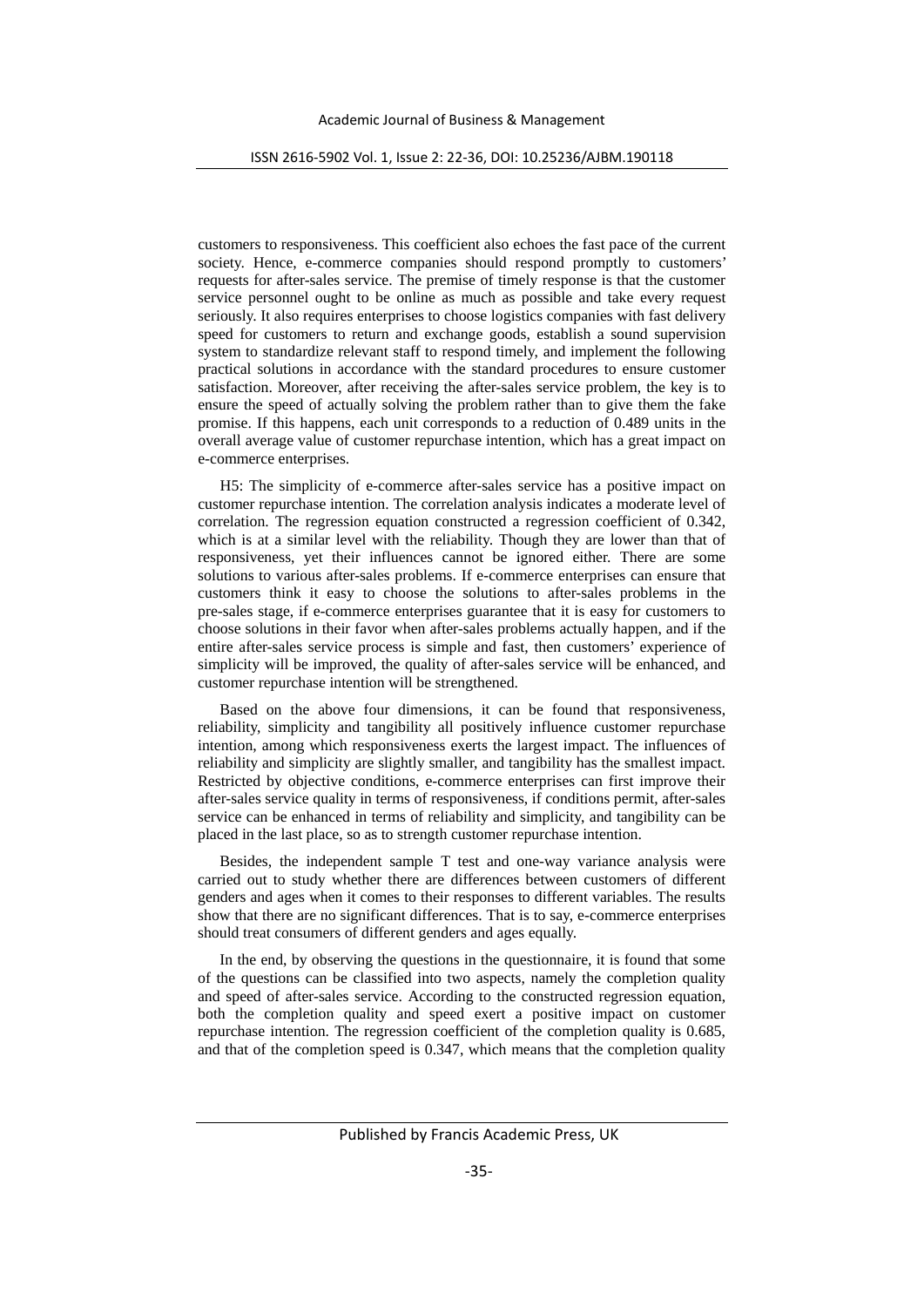customers to responsiveness. This coefficient also echoes the fast pace of the current society. Hence, e-commerce companies should respond promptly to customers' requests for after-sales service. The premise of timely response is that the customer service personnel ought to be online as much as possible and take every request seriously. It also requires enterprises to choose logistics companies with fast delivery speed for customers to return and exchange goods, establish a sound supervision system to standardize relevant staff to respond timely, and implement the following practical solutions in accordance with the standard procedures to ensure customer satisfaction. Moreover, after receiving the after-sales service problem, the key is to ensure the speed of actually solving the problem rather than to give them the fake promise. If this happens, each unit corresponds to a reduction of 0.489 units in the overall average value of customer repurchase intention, which has a great impact on e-commerce enterprises.

H5: The simplicity of e-commerce after-sales service has a positive impact on customer repurchase intention. The correlation analysis indicates a moderate level of correlation. The regression equation constructed a regression coefficient of 0.342, which is at a similar level with the reliability. Though they are lower than that of responsiveness, yet their influences cannot be ignored either. There are some solutions to various after-sales problems. If e-commerce enterprises can ensure that customers think it easy to choose the solutions to after-sales problems in the pre-sales stage, if e-commerce enterprises guarantee that it is easy for customers to choose solutions in their favor when after-sales problems actually happen, and if the entire after-sales service process is simple and fast, then customers' experience of simplicity will be improved, the quality of after-sales service will be enhanced, and customer repurchase intention will be strengthened.

Based on the above four dimensions, it can be found that responsiveness, reliability, simplicity and tangibility all positively influence customer repurchase intention, among which responsiveness exerts the largest impact. The influences of reliability and simplicity are slightly smaller, and tangibility has the smallest impact. Restricted by objective conditions, e-commerce enterprises can first improve their after-sales service quality in terms of responsiveness, if conditions permit, after-sales service can be enhanced in terms of reliability and simplicity, and tangibility can be placed in the last place, so as to strength customer repurchase intention.

Besides, the independent sample T test and one-way variance analysis were carried out to study whether there are differences between customers of different genders and ages when it comes to their responses to different variables. The results show that there are no significant differences. That is to say, e-commerce enterprises should treat consumers of different genders and ages equally.

In the end, by observing the questions in the questionnaire, it is found that some of the questions can be classified into two aspects, namely the completion quality and speed of after-sales service. According to the constructed regression equation, both the completion quality and speed exert a positive impact on customer repurchase intention. The regression coefficient of the completion quality is 0.685, and that of the completion speed is 0.347, which means that the completion quality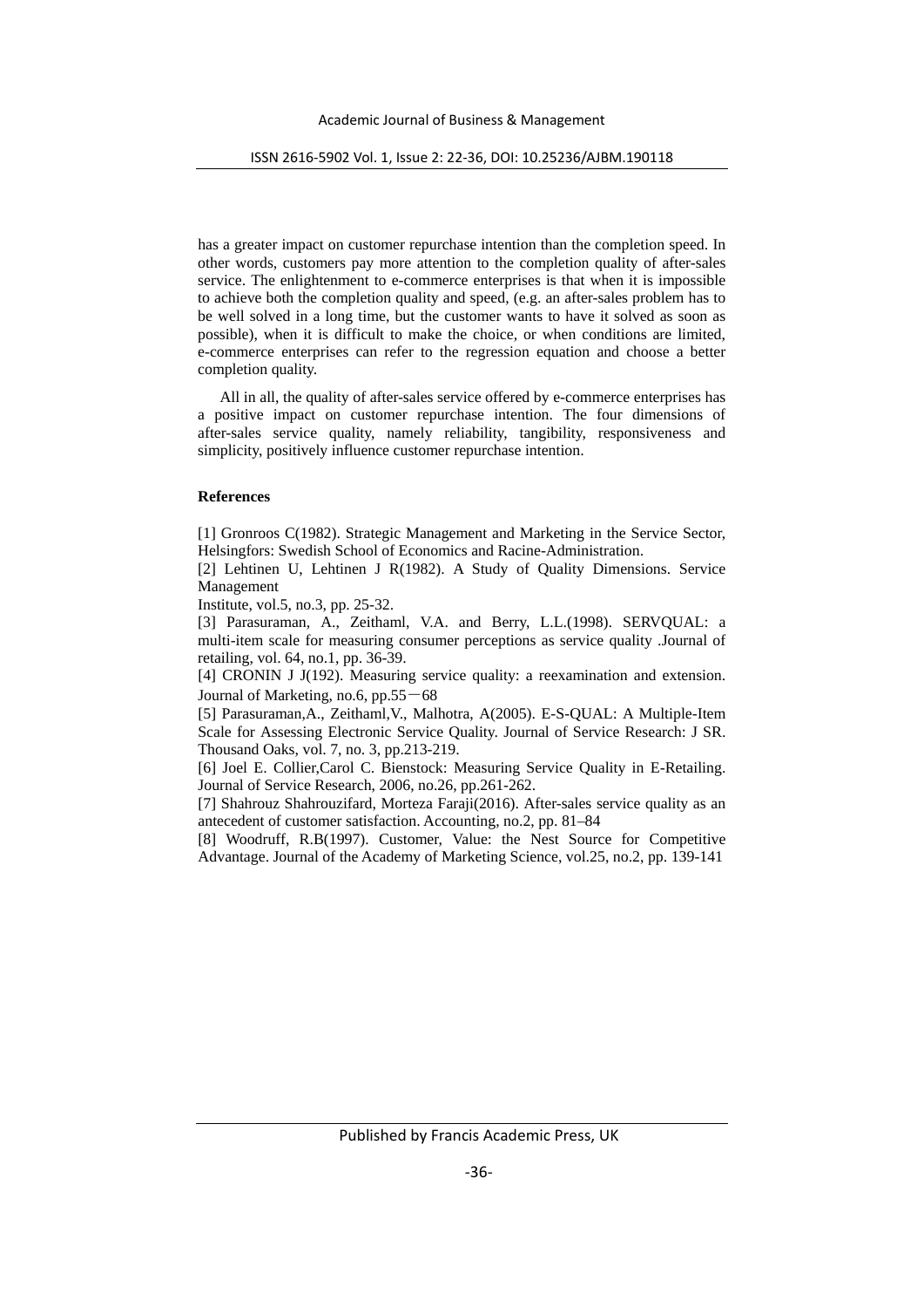has a greater impact on customer repurchase intention than the completion speed. In other words, customers pay more attention to the completion quality of after-sales service. The enlightenment to e-commerce enterprises is that when it is impossible to achieve both the completion quality and speed, (e.g. an after-sales problem has to be well solved in a long time, but the customer wants to have it solved as soon as possible), when it is difficult to make the choice, or when conditions are limited, e-commerce enterprises can refer to the regression equation and choose a better completion quality.

All in all, the quality of after-sales service offered by e-commerce enterprises has a positive impact on customer repurchase intention. The four dimensions of after-sales service quality, namely reliability, tangibility, responsiveness and simplicity, positively influence customer repurchase intention.

**References**

[1] Gronroos C(1982). Strategic Management and Marketing in the Service Sector, Helsingfors: Swedish School of Economics and Racine-Administration.

[2] Lehtinen U, Lehtinen J R(1982). A Study of Quality Dimensions. Service Management
Institute, vol.5, no.3, pp. 25-32.

[3] Parasuraman, A., Zeithaml, V.A. and Berry, L.L.(1998). SERVQUAL: a multi-item scale for measuring consumer perceptions as service quality .Journal of retailing, vol. 64, no.1, pp. 36-39.

[4] CRONIN J J(192). Measuring service quality: a reexamination and extension. Journal of Marketing, no.6, pp.55－68

[5] Parasuraman,A., Zeithaml,V., Malhotra, A(2005). E-S-QUAL: A Multiple-Item Scale for Assessing Electronic Service Quality. Journal of Service Research: J SR. Thousand Oaks, vol. 7, no. 3, pp.213-219.

[6] Joel E. Collier,Carol C. Bienstock: Measuring Service Quality in E-Retailing. Journal of Service Research, 2006, no.26, pp.261-262.

[7] Shahrouz Shahrouzifard, Morteza Faraji(2016). After-sales service quality as an antecedent of customer satisfaction. Accounting, no.2, pp. 81–84

[8] Woodruff, R.B(1997). Customer, Value: the Nest Source for Competitive Advantage. Journal of the Academy of Marketing Science, vol.25, no.2, pp. 139-141